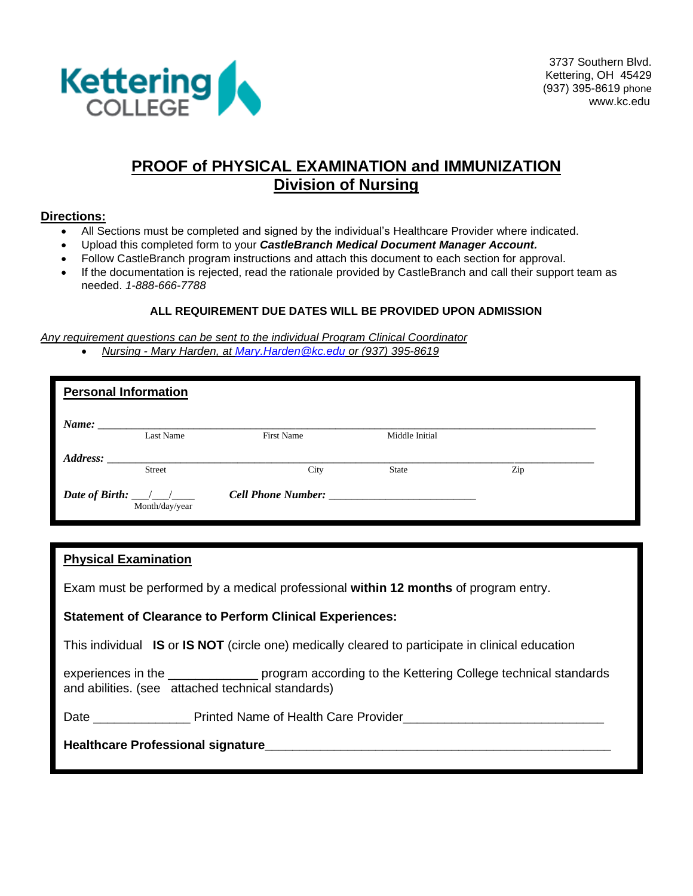Kettering COLLEGE

3737 Southern Blvd.
Kettering, OH 45429
(937) 395-8619 phone
www.kc.edu

# PROOF of PHYSICAL EXAMINATION and IMMUNIZATION
## Division of Nursing

**Directions:**

- All Sections must be completed and signed by the individual's Healthcare Provider where indicated.
- Upload this completed form to your ***CastleBranch Medical Document Manager Account.***
- Follow CastleBranch program instructions and attach this document to each section for approval.
- If the documentation is rejected, read the rationale provided by CastleBranch and call their support team as needed. *1-888-666-7788*

**ALL REQUIREMENT DUE DATES WILL BE PROVIDED UPON ADMISSION**

*Any requirement questions can be sent to the individual Program Clinical Coordinator*

- *Nursing - Mary Harden, at Mary.Harden@kc.edu or (937) 395-8619*

**Personal Information**

***Name:*** ______________________________________________________________
Last Name First Name Middle Initial

***Address:*** ______________________________________________________________
Street City State Zip

***Date of Birth:*** ___/___/____ ***Cell Phone Number:*** _________________________
Month/day/year

**Physical Examination**

Exam must be performed by a medical professional **within 12 months** of program entry.

**Statement of Clearance to Perform Clinical Experiences:**

This individual **IS** or **IS NOT** (circle one) medically cleared to participate in clinical education

experiences in the _____________ program according to the Kettering College technical standards and abilities. (see attached technical standards)

Date ______________ Printed Name of Health Care Provider_____________________________

**Healthcare Professional signature**_____________________________________________________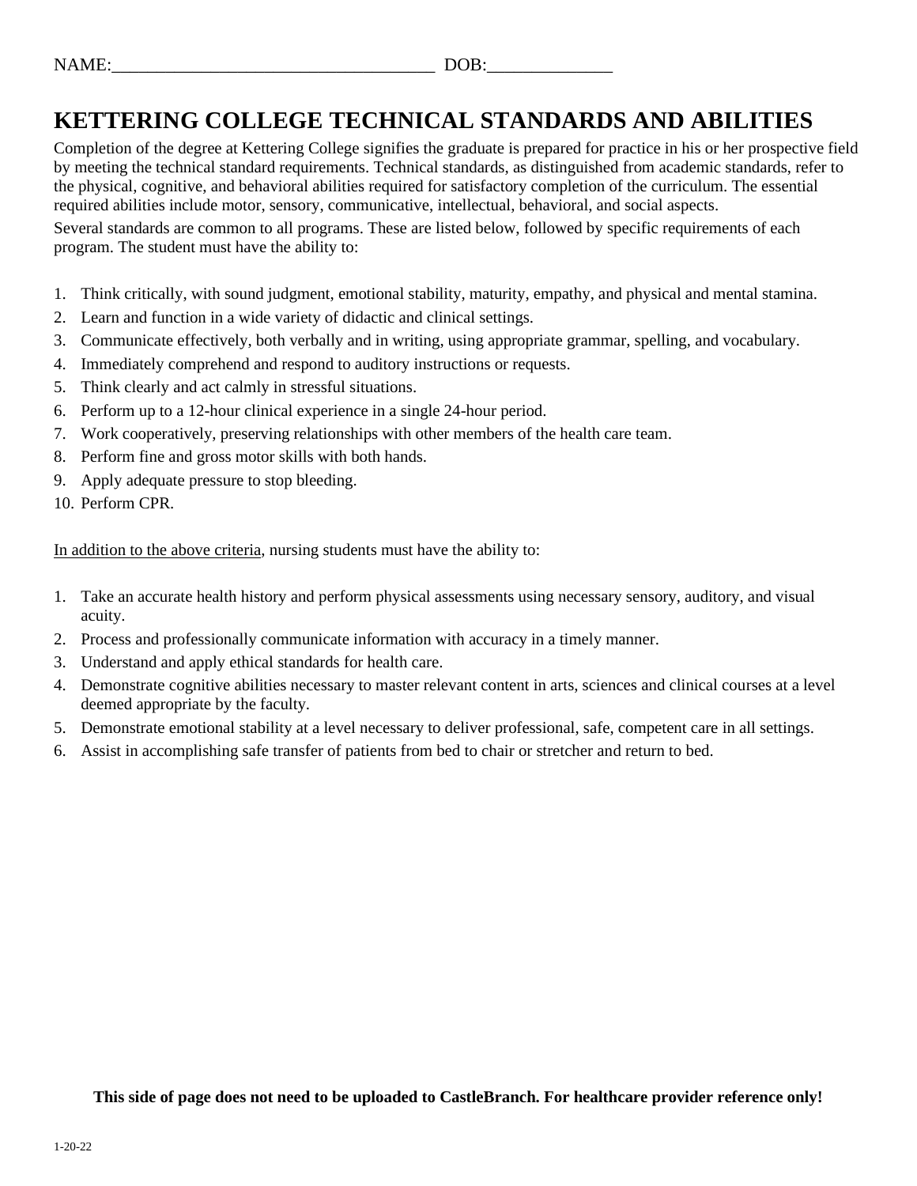NAME:____________________________________ DOB:______________

# KETTERING COLLEGE TECHNICAL STANDARDS AND ABILITIES

Completion of the degree at Kettering College signifies the graduate is prepared for practice in his or her prospective field by meeting the technical standard requirements. Technical standards, as distinguished from academic standards, refer to the physical, cognitive, and behavioral abilities required for satisfactory completion of the curriculum. The essential required abilities include motor, sensory, communicative, intellectual, behavioral, and social aspects.

Several standards are common to all programs. These are listed below, followed by specific requirements of each program. The student must have the ability to:

1. Think critically, with sound judgment, emotional stability, maturity, empathy, and physical and mental stamina.
2. Learn and function in a wide variety of didactic and clinical settings.
3. Communicate effectively, both verbally and in writing, using appropriate grammar, spelling, and vocabulary.
4. Immediately comprehend and respond to auditory instructions or requests.
5. Think clearly and act calmly in stressful situations.
6. Perform up to a 12-hour clinical experience in a single 24-hour period.
7. Work cooperatively, preserving relationships with other members of the health care team.
8. Perform fine and gross motor skills with both hands.
9. Apply adequate pressure to stop bleeding.
10. Perform CPR.

<u>In addition to the above criteria</u>, nursing students must have the ability to:

1. Take an accurate health history and perform physical assessments using necessary sensory, auditory, and visual acuity.
2. Process and professionally communicate information with accuracy in a timely manner.
3. Understand and apply ethical standards for health care.
4. Demonstrate cognitive abilities necessary to master relevant content in arts, sciences and clinical courses at a level deemed appropriate by the faculty.
5. Demonstrate emotional stability at a level necessary to deliver professional, safe, competent care in all settings.
6. Assist in accomplishing safe transfer of patients from bed to chair or stretcher and return to bed.

**This side of page does not need to be uploaded to CastleBranch. For healthcare provider reference only!**

1-20-22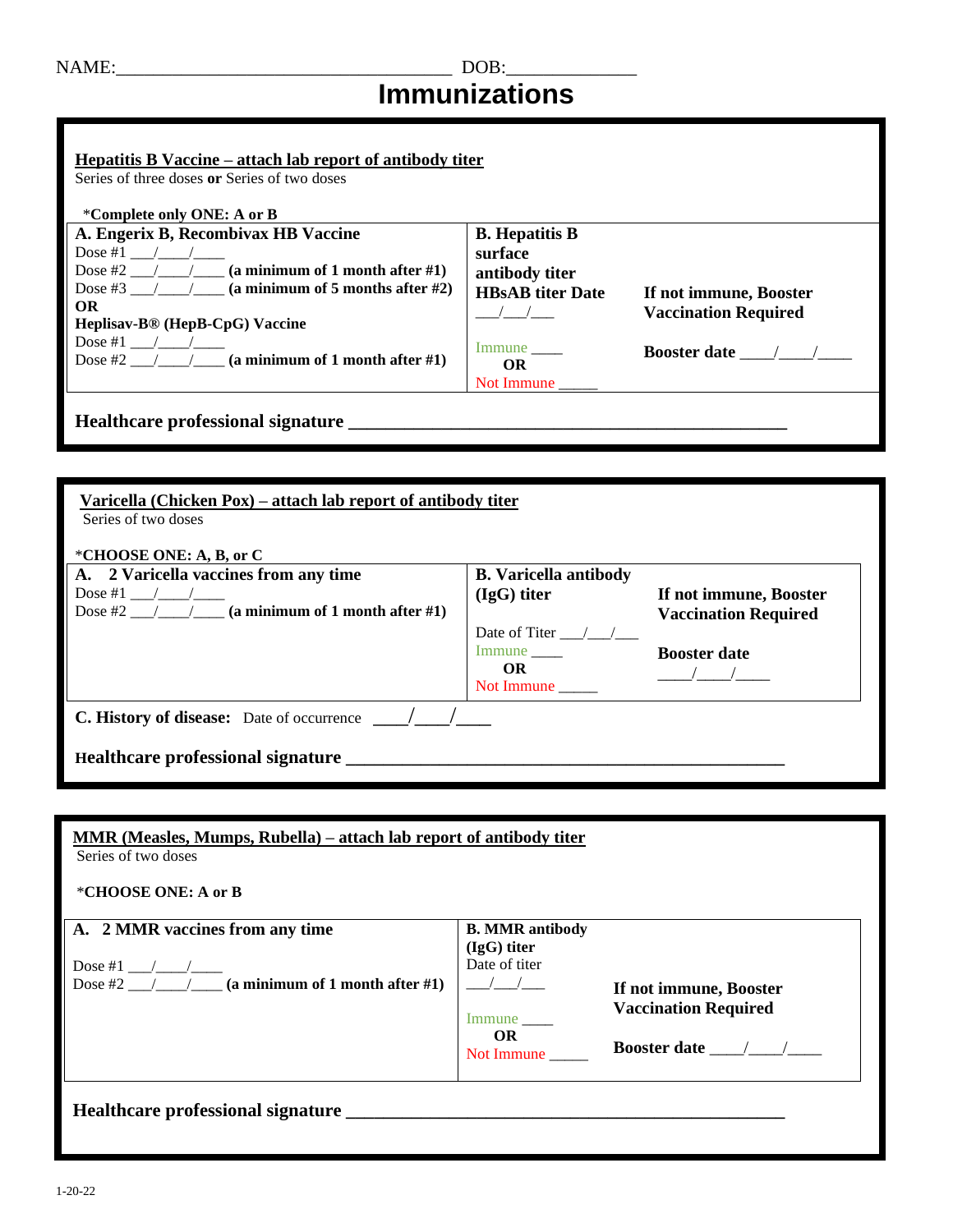NAME:___________________________________ DOB:_____________

# Immunizations

**Hepatitis B Vaccine – attach lab report of antibody titer**
Series of three doses **or** Series of two doses

*Complete only ONE: A or B

| **A. Engerix B, Recombivax HB Vaccine** | **B. Hepatitis B surface antibody titer HBsAB titer Date** | |
|---|---|---|
| Dose #1 ___/____/____<br>Dose #2 ___/____/____ **(a minimum of 1 month after #1)**<br>Dose #3 ___/____/____ **(a minimum of 5 months after #2)**<br>**OR**<br>**Heplisav-B® (HepB-CpG) Vaccine**<br>Dose #1 ___/____/____<br>Dose #2 ___/____/____ **(a minimum of 1 month after #1)** | ___/___/___<br><br>Immune ____<br>**OR**<br>Not Immune _____ | **If not immune, Booster Vaccination Required**<br><br>**Booster date** ____/____/____ |

**Healthcare professional signature** _______________________________________________

**Varicella (Chicken Pox) – attach lab report of antibody titer**
Series of two doses

*CHOOSE ONE: A, B, or C

| **A. 2 Varicella vaccines from any time** | **B. Varicella antibody (IgG) titer** | **If not immune, Booster Vaccination Required** |
|---|---|---|
| Dose #1 ___/____/____<br>Dose #2 ___/____/____ **(a minimum of 1 month after #1)** | Date of Titer ___/___/___<br>Immune ____<br>**OR**<br>Not Immune _____ | **Booster date**<br>____/____/____ |

**C. History of disease:** Date of occurrence ____/____/____

**Healthcare professional signature** _______________________________________________

**MMR (Measles, Mumps, Rubella) – attach lab report of antibody titer**
Series of two doses

*CHOOSE ONE: A or B

| **A. 2 MMR vaccines from any time** | **B. MMR antibody (IgG) titer** | |
|---|---|---|
| Dose #1 ___/____/____<br>Dose #2 ___/____/____ **(a minimum of 1 month after #1)** | Date of titer<br>___/___/___<br><br>Immune ____<br>**OR**<br>Not Immune _____ | **If not immune, Booster Vaccination Required**<br><br>**Booster date** ____/____/____ |

**Healthcare professional signature** _______________________________________________

1-20-22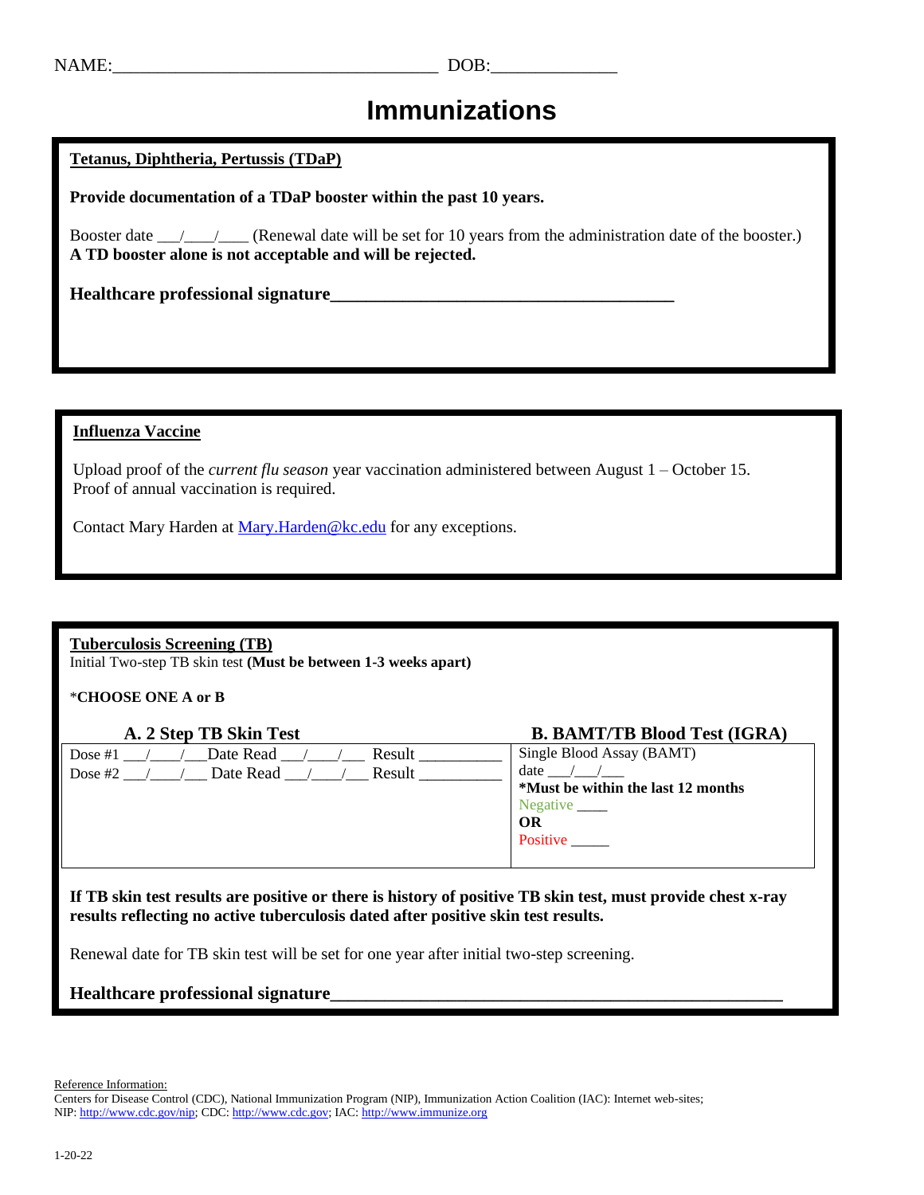NAME:___________________________________ DOB:_____________

# Immunizations

**Tetanus, Diphtheria, Pertussis (TDaP)**

**Provide documentation of a TDaP booster within the past 10 years.**

Booster date ___/___/___ (Renewal date will be set for 10 years from the administration date of the booster.)
**A TD booster alone is not acceptable and will be rejected.**

**Healthcare professional signature_____________________________________**

**Influenza Vaccine**

Upload proof of the *current flu season* year vaccination administered between August 1 – October 15.
Proof of annual vaccination is required.

Contact Mary Harden at Mary.Harden@kc.edu for any exceptions.

**Tuberculosis Screening (TB)**
Initial Two-step TB skin test **(Must be between 1-3 weeks apart)**

***CHOOSE ONE A or B**

| **A. 2 Step TB Skin Test** | **B. BAMT/TB Blood Test (IGRA)** |
|---|---|
| Dose #1 ___/___/___Date Read ___/___/___ Result __________<br>Dose #2 ___/___/___ Date Read ___/___/___ Result __________ | Single Blood Assay (BAMT)<br>date ___/___/___<br>**\*Must be within the last 12 months**<br>Negative ____<br>**OR**<br>Positive _____ |

**If TB skin test results are positive or there is history of positive TB skin test, must provide chest x-ray results reflecting no active tuberculosis dated after positive skin test results.**

Renewal date for TB skin test will be set for one year after initial two-step screening.

**Healthcare professional signature_______________________________________________**

Reference Information:
Centers for Disease Control (CDC), National Immunization Program (NIP), Immunization Action Coalition (IAC): Internet web-sites;
NIP: http://www.cdc.gov/nip; CDC: http://www.cdc.gov; IAC: http://www.immunize.org

1-20-22